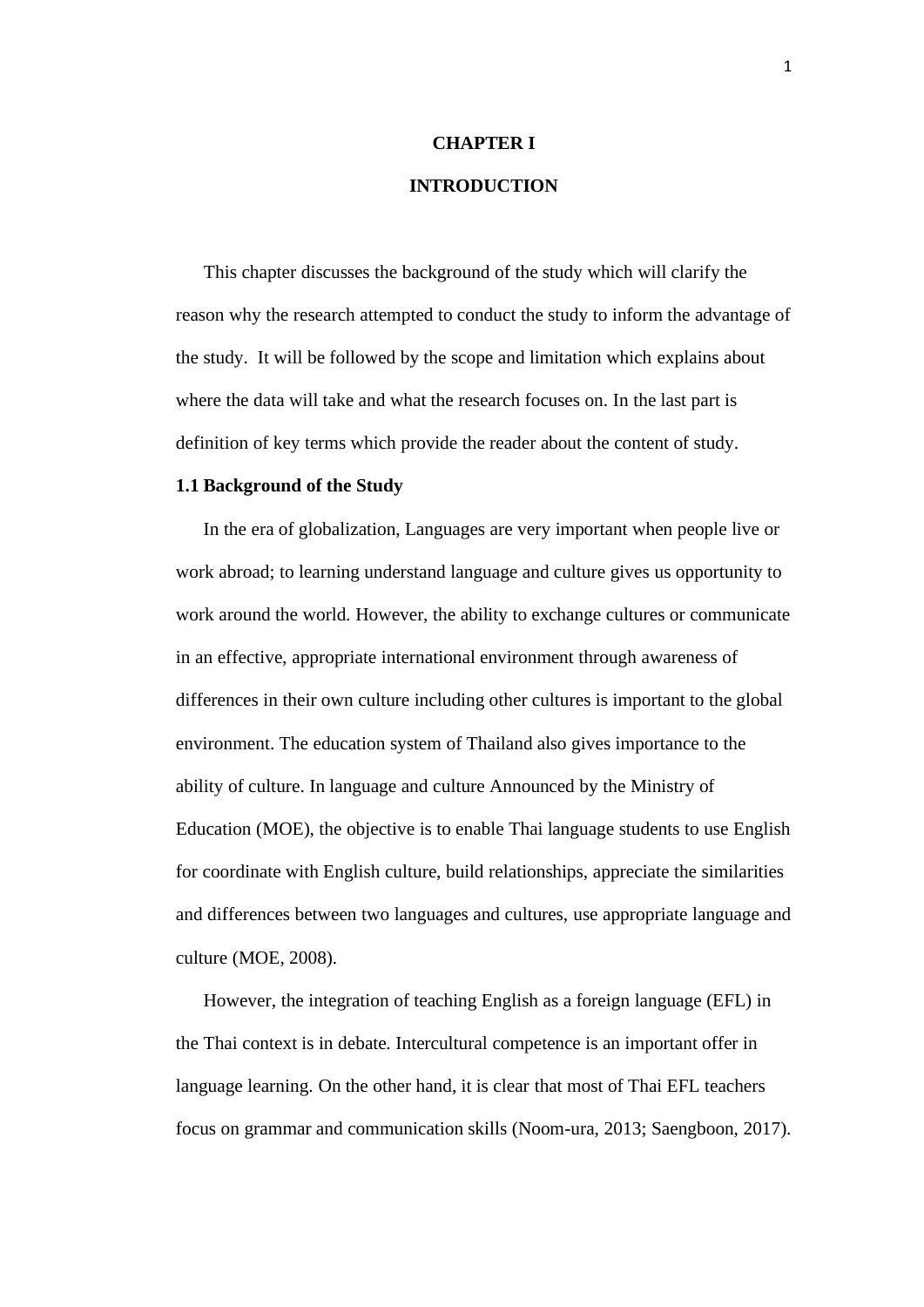# CHAPTER I

# INTRODUCTION

This chapter discusses the background of the study which will clarify the reason why the research attempted to conduct the study to inform the advantage of the study. It will be followed by the scope and limitation which explains about where the data will take and what the research focuses on. In the last part is definition of key terms which provide the reader about the content of study.

## 1.1 Background of the Study

In the era of globalization, Languages are very important when people live or work abroad; to learning understand language and culture gives us opportunity to work around the world. However, the ability to exchange cultures or communicate in an effective, appropriate international environment through awareness of differences in their own culture including other cultures is important to the global environment. The education system of Thailand also gives importance to the ability of culture. In language and culture Announced by the Ministry of Education (MOE), the objective is to enable Thai language students to use English for coordinate with English culture, build relationships, appreciate the similarities and differences between two languages and cultures, use appropriate language and culture (MOE, 2008).

However, the integration of teaching English as a foreign language (EFL) in the Thai context is in debate. Intercultural competence is an important offer in language learning. On the other hand, it is clear that most of Thai EFL teachers focus on grammar and communication skills (Noom-ura, 2013; Saengboon, 2017).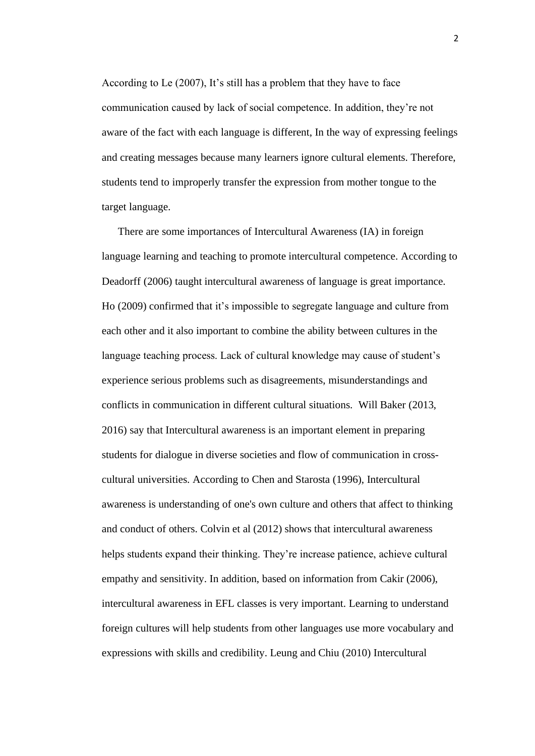According to Le (2007), It's still has a problem that they have to face communication caused by lack of social competence. In addition, they're not aware of the fact with each language is different, In the way of expressing feelings and creating messages because many learners ignore cultural elements. Therefore, students tend to improperly transfer the expression from mother tongue to the target language.

There are some importances of Intercultural Awareness (IA) in foreign language learning and teaching to promote intercultural competence. According to Deadorff (2006) taught intercultural awareness of language is great importance. Ho (2009) confirmed that it's impossible to segregate language and culture from each other and it also important to combine the ability between cultures in the language teaching process. Lack of cultural knowledge may cause of student's experience serious problems such as disagreements, misunderstandings and conflicts in communication in different cultural situations. Will Baker (2013, 2016) say that Intercultural awareness is an important element in preparing students for dialogue in diverse societies and flow of communication in cross-cultural universities. According to Chen and Starosta (1996), Intercultural awareness is understanding of one's own culture and others that affect to thinking and conduct of others. Colvin et al (2012) shows that intercultural awareness helps students expand their thinking. They're increase patience, achieve cultural empathy and sensitivity. In addition, based on information from Cakir (2006), intercultural awareness in EFL classes is very important. Learning to understand foreign cultures will help students from other languages use more vocabulary and expressions with skills and credibility. Leung and Chiu (2010) Intercultural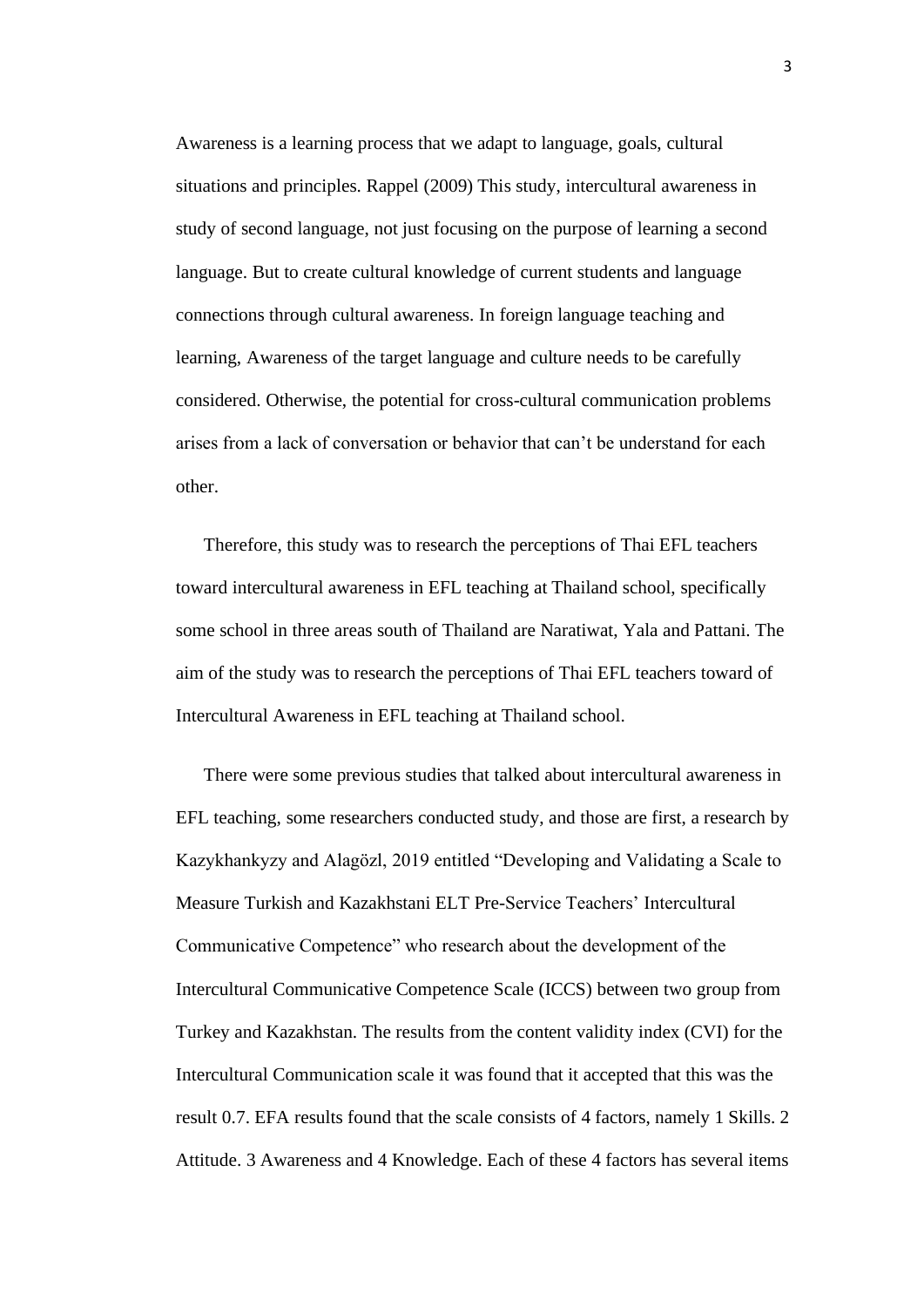Awareness is a learning process that we adapt to language, goals, cultural situations and principles. Rappel (2009) This study, intercultural awareness in study of second language, not just focusing on the purpose of learning a second language. But to create cultural knowledge of current students and language connections through cultural awareness. In foreign language teaching and learning, Awareness of the target language and culture needs to be carefully considered. Otherwise, the potential for cross-cultural communication problems arises from a lack of conversation or behavior that can't be understand for each other.

Therefore, this study was to research the perceptions of Thai EFL teachers toward intercultural awareness in EFL teaching at Thailand school, specifically some school in three areas south of Thailand are Naratiwat, Yala and Pattani. The aim of the study was to research the perceptions of Thai EFL teachers toward of Intercultural Awareness in EFL teaching at Thailand school.

There were some previous studies that talked about intercultural awareness in EFL teaching, some researchers conducted study, and those are first, a research by Kazykhankyzy and Alagözl, 2019 entitled "Developing and Validating a Scale to Measure Turkish and Kazakhstani ELT Pre-Service Teachers' Intercultural Communicative Competence" who research about the development of the Intercultural Communicative Competence Scale (ICCS) between two group from Turkey and Kazakhstan. The results from the content validity index (CVI) for the Intercultural Communication scale it was found that it accepted that this was the result 0.7. EFA results found that the scale consists of 4 factors, namely 1 Skills. 2 Attitude. 3 Awareness and 4 Knowledge. Each of these 4 factors has several items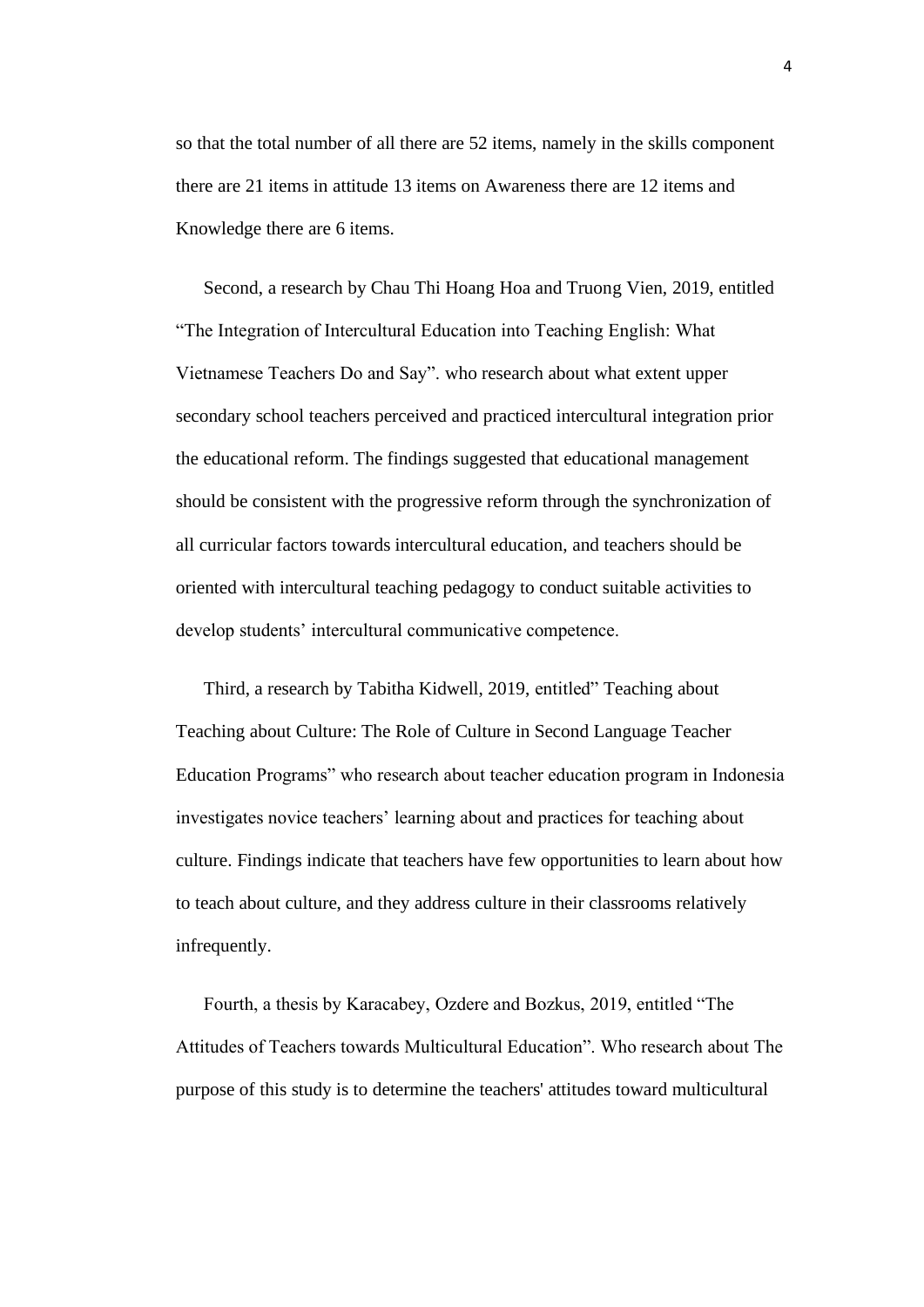so that the total number of all there are 52 items, namely in the skills component there are 21 items in attitude 13 items on Awareness there are 12 items and Knowledge there are 6 items.

Second, a research by Chau Thi Hoang Hoa and Truong Vien, 2019, entitled "The Integration of Intercultural Education into Teaching English: What Vietnamese Teachers Do and Say". who research about what extent upper secondary school teachers perceived and practiced intercultural integration prior the educational reform. The findings suggested that educational management should be consistent with the progressive reform through the synchronization of all curricular factors towards intercultural education, and teachers should be oriented with intercultural teaching pedagogy to conduct suitable activities to develop students' intercultural communicative competence.

Third, a research by Tabitha Kidwell, 2019, entitled" Teaching about Teaching about Culture: The Role of Culture in Second Language Teacher Education Programs" who research about teacher education program in Indonesia investigates novice teachers' learning about and practices for teaching about culture. Findings indicate that teachers have few opportunities to learn about how to teach about culture, and they address culture in their classrooms relatively infrequently.

Fourth, a thesis by Karacabey, Ozdere and Bozkus, 2019, entitled "The Attitudes of Teachers towards Multicultural Education". Who research about The purpose of this study is to determine the teachers' attitudes toward multicultural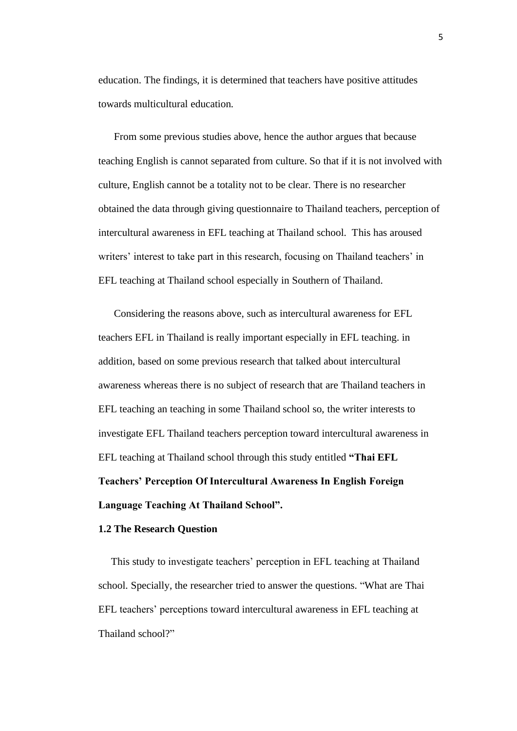education. The findings, it is determined that teachers have positive attitudes towards multicultural education.

From some previous studies above, hence the author argues that because teaching English is cannot separated from culture. So that if it is not involved with culture, English cannot be a totality not to be clear. There is no researcher obtained the data through giving questionnaire to Thailand teachers, perception of intercultural awareness in EFL teaching at Thailand school. This has aroused writers' interest to take part in this research, focusing on Thailand teachers' in EFL teaching at Thailand school especially in Southern of Thailand.

Considering the reasons above, such as intercultural awareness for EFL teachers EFL in Thailand is really important especially in EFL teaching. in addition, based on some previous research that talked about intercultural awareness whereas there is no subject of research that are Thailand teachers in EFL teaching an teaching in some Thailand school so, the writer interests to investigate EFL Thailand teachers perception toward intercultural awareness in EFL teaching at Thailand school through this study entitled **"Thai EFL Teachers' Perception Of Intercultural Awareness In English Foreign Language Teaching At Thailand School".**

### 1.2 The Research Question

This study to investigate teachers' perception in EFL teaching at Thailand school. Specially, the researcher tried to answer the questions. "What are Thai EFL teachers' perceptions toward intercultural awareness in EFL teaching at Thailand school?"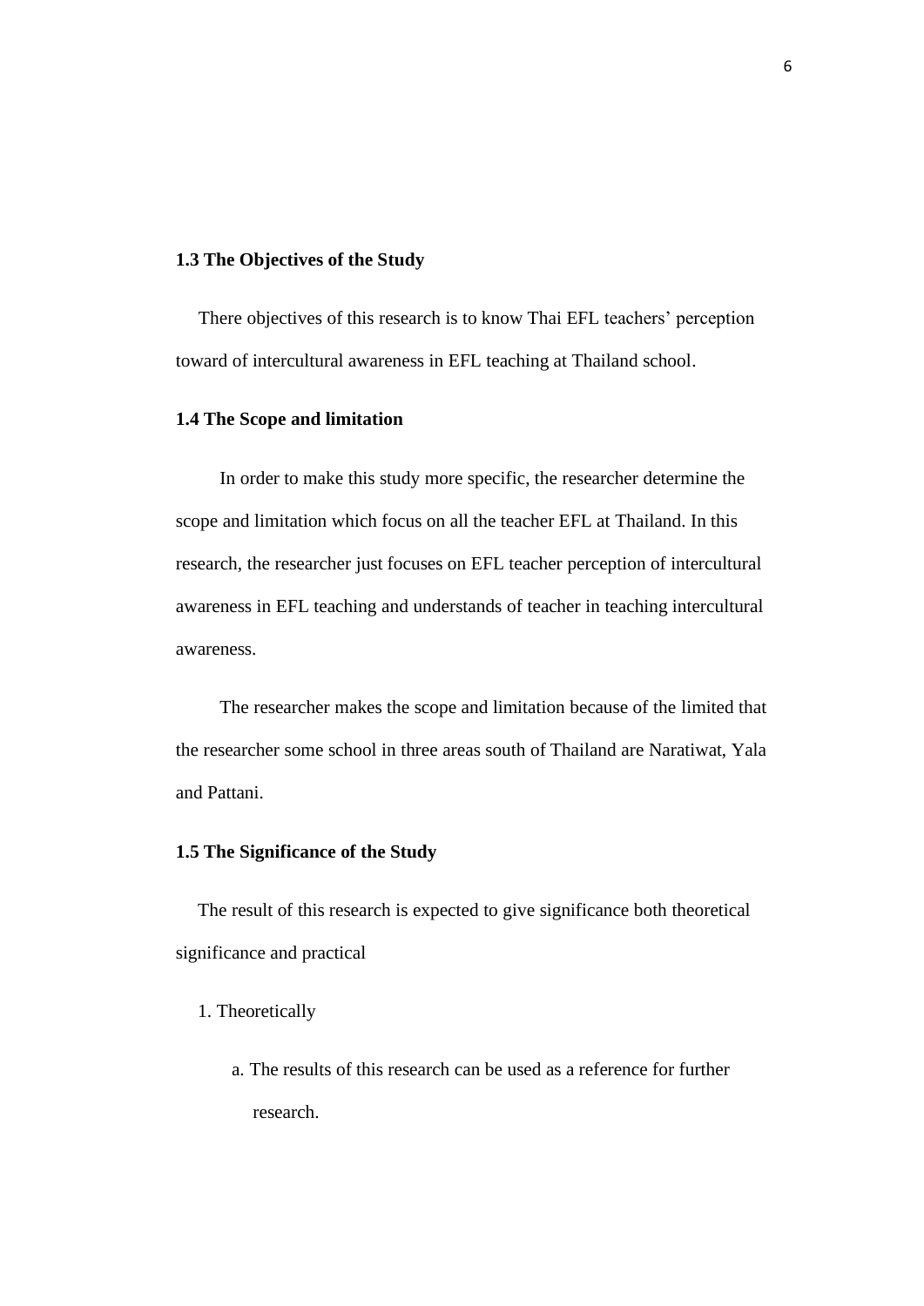### 1.3 The Objectives of the Study

There objectives of this research is to know Thai EFL teachers' perception toward of intercultural awareness in EFL teaching at Thailand school.

### 1.4 The Scope and limitation

In order to make this study more specific, the researcher determine the scope and limitation which focus on all the teacher EFL at Thailand. In this research, the researcher just focuses on EFL teacher perception of intercultural awareness in EFL teaching and understands of teacher in teaching intercultural awareness.

The researcher makes the scope and limitation because of the limited that the researcher some school in three areas south of Thailand are Naratiwat, Yala and Pattani.

### 1.5 The Significance of the Study

The result of this research is expected to give significance both theoretical significance and practical

1. Theoretically

   a. The results of this research can be used as a reference for further research.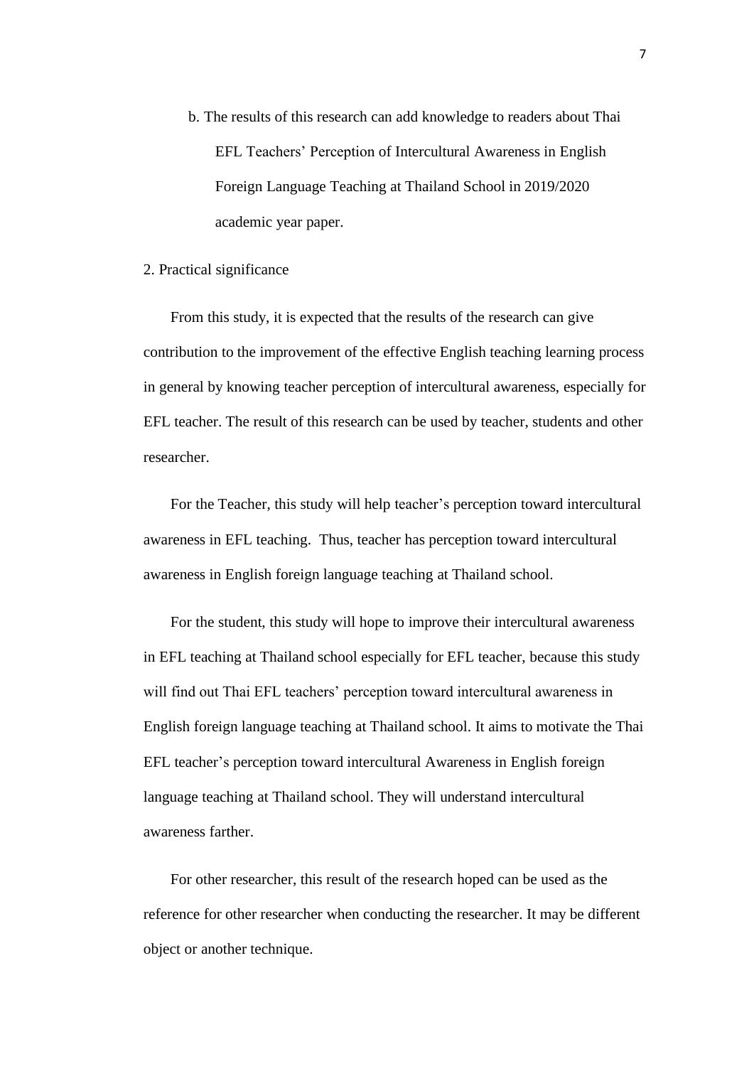b. The results of this research can add knowledge to readers about Thai EFL Teachers' Perception of Intercultural Awareness in English Foreign Language Teaching at Thailand School in 2019/2020 academic year paper.

2. Practical significance

From this study, it is expected that the results of the research can give contribution to the improvement of the effective English teaching learning process in general by knowing teacher perception of intercultural awareness, especially for EFL teacher. The result of this research can be used by teacher, students and other researcher.

For the Teacher, this study will help teacher's perception toward intercultural awareness in EFL teaching. Thus, teacher has perception toward intercultural awareness in English foreign language teaching at Thailand school.

For the student, this study will hope to improve their intercultural awareness in EFL teaching at Thailand school especially for EFL teacher, because this study will find out Thai EFL teachers' perception toward intercultural awareness in English foreign language teaching at Thailand school. It aims to motivate the Thai EFL teacher's perception toward intercultural Awareness in English foreign language teaching at Thailand school. They will understand intercultural awareness farther.

For other researcher, this result of the research hoped can be used as the reference for other researcher when conducting the researcher. It may be different object or another technique.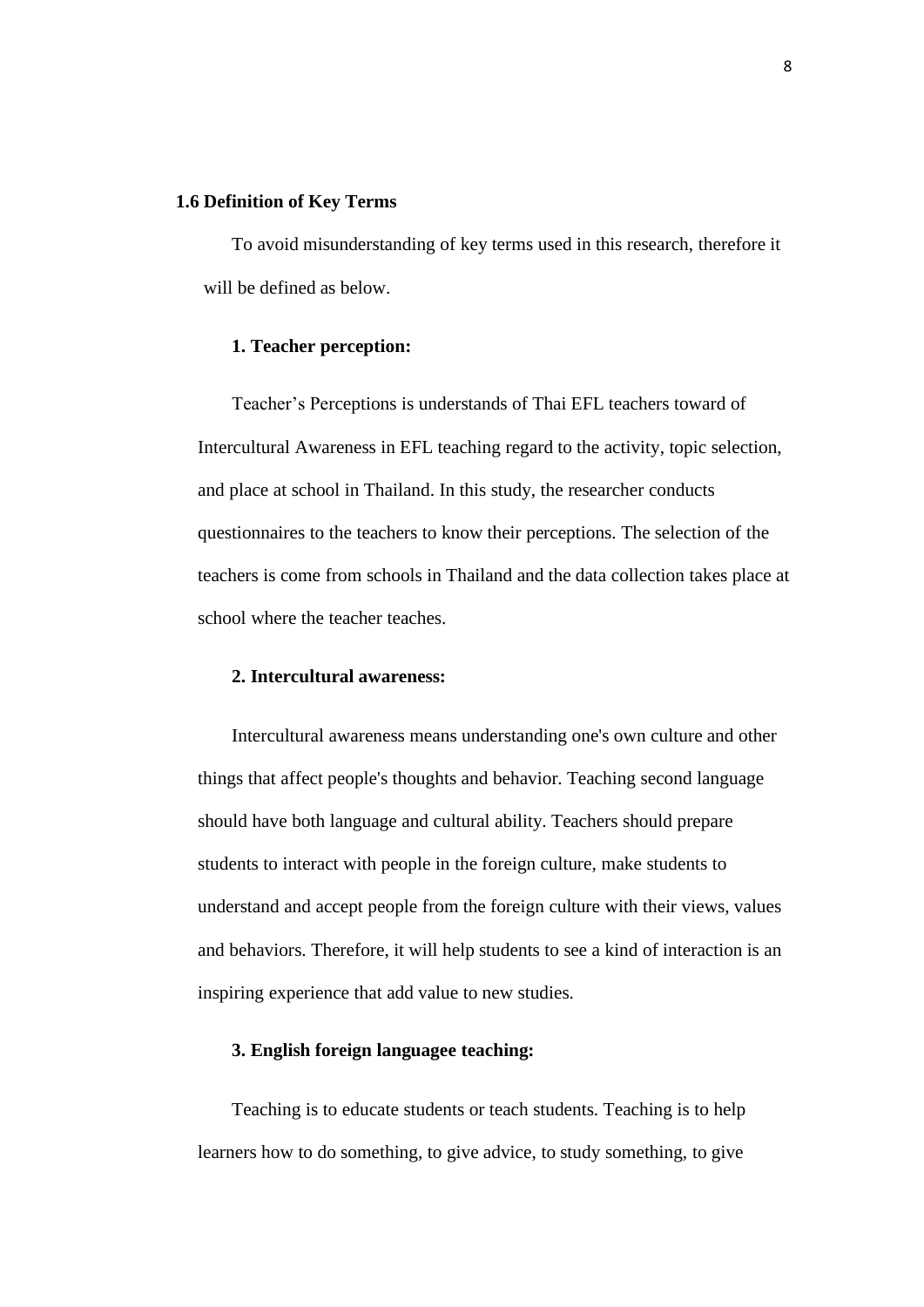## 1.6 Definition of Key Terms

To avoid misunderstanding of key terms used in this research, therefore it will be defined as below.

### 1. Teacher perception:

Teacher's Perceptions is understands of Thai EFL teachers toward of Intercultural Awareness in EFL teaching regard to the activity, topic selection, and place at school in Thailand. In this study, the researcher conducts questionnaires to the teachers to know their perceptions. The selection of the teachers is come from schools in Thailand and the data collection takes place at school where the teacher teaches.

### 2. Intercultural awareness:

Intercultural awareness means understanding one's own culture and other things that affect people's thoughts and behavior. Teaching second language should have both language and cultural ability. Teachers should prepare students to interact with people in the foreign culture, make students to understand and accept people from the foreign culture with their views, values and behaviors. Therefore, it will help students to see a kind of interaction is an inspiring experience that add value to new studies.

### 3. English foreign languagee teaching:

Teaching is to educate students or teach students. Teaching is to help learners how to do something, to give advice, to study something, to give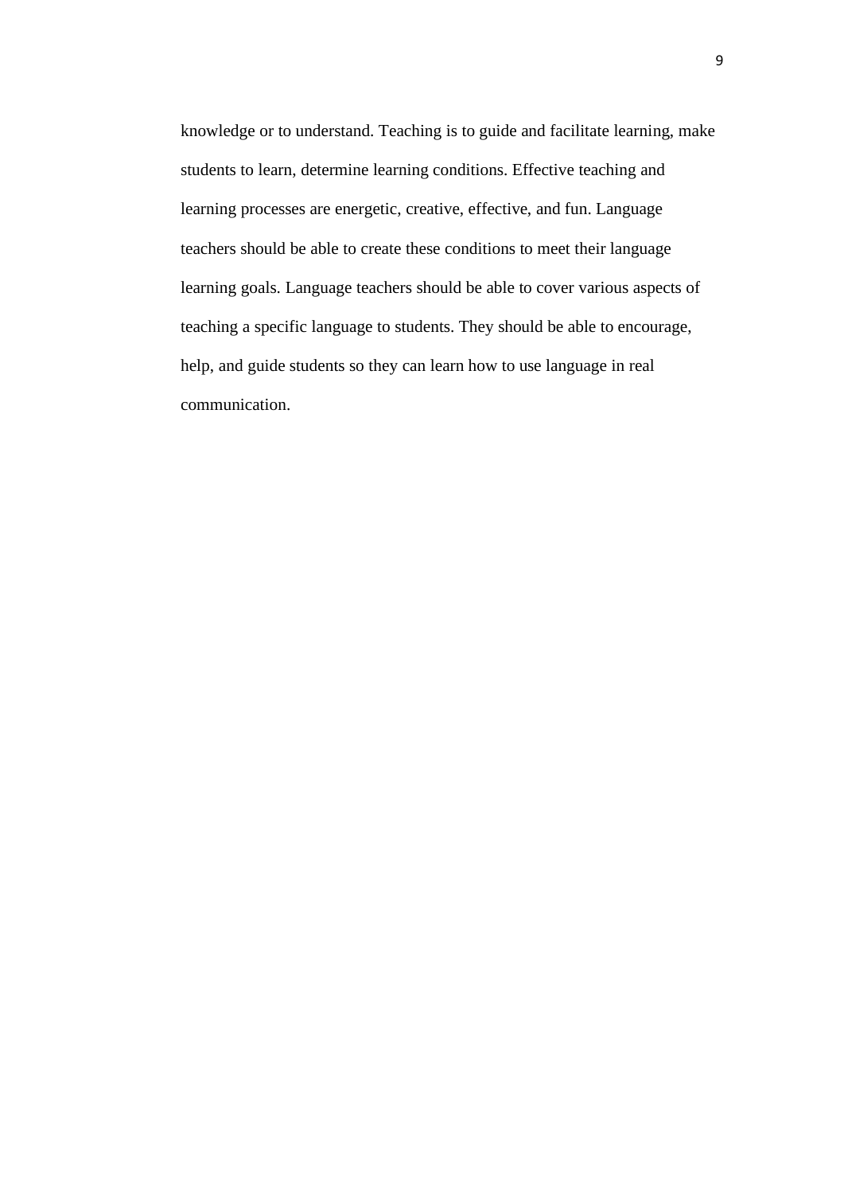knowledge or to understand. Teaching is to guide and facilitate learning, make students to learn, determine learning conditions. Effective teaching and learning processes are energetic, creative, effective, and fun. Language teachers should be able to create these conditions to meet their language learning goals. Language teachers should be able to cover various aspects of teaching a specific language to students. They should be able to encourage, help, and guide students so they can learn how to use language in real communication.